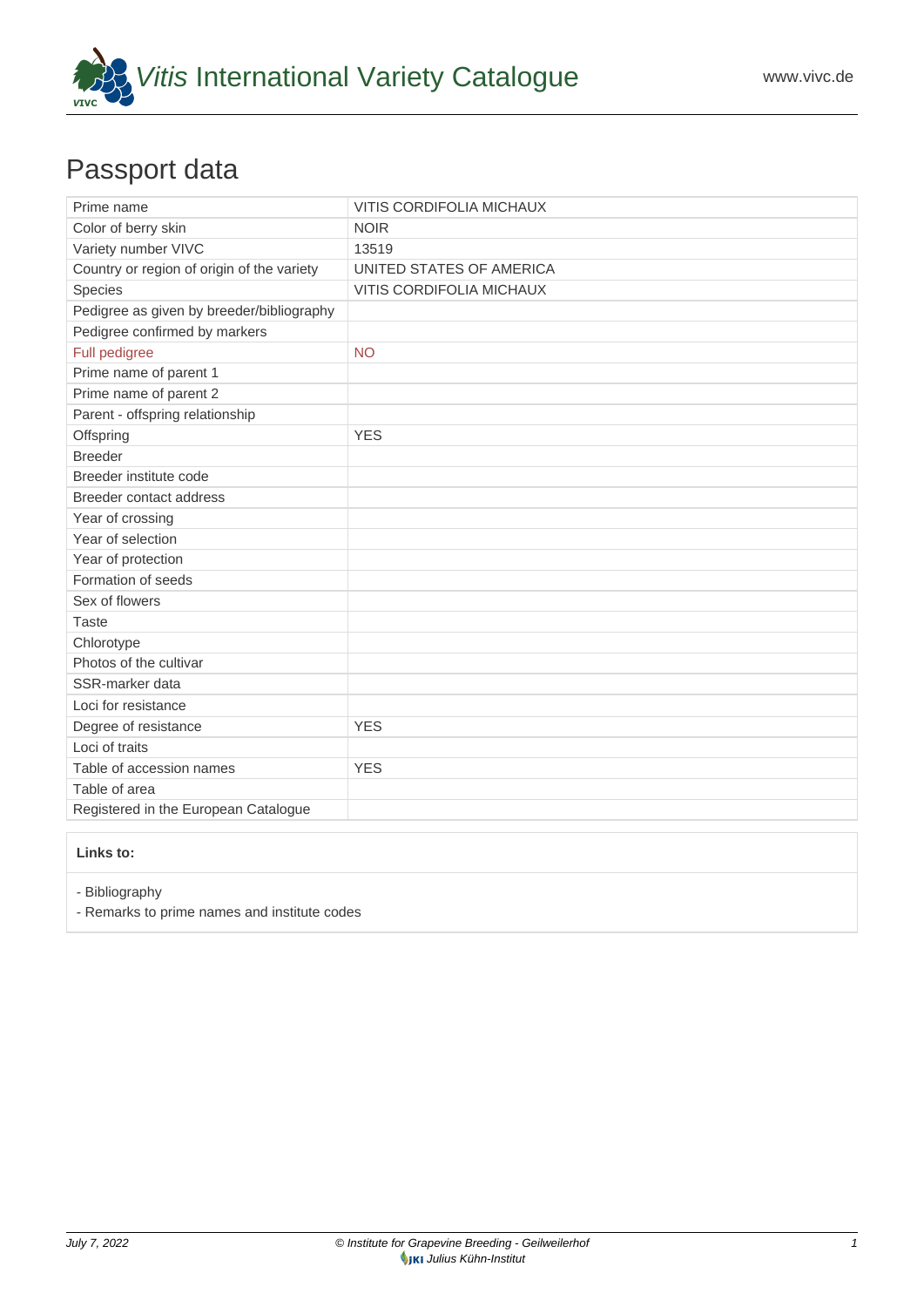# Vitis International Variety Catalogue

www.vivc.de

## Passport data

| Prime name | VITIS CORDIFOLIA MICHAUX |
|---|---|
| Color of berry skin | NOIR |
| Variety number VIVC | 13519 |
| Country or region of origin of the variety | UNITED STATES OF AMERICA |
| Species | VITIS CORDIFOLIA MICHAUX |
| Pedigree as given by breeder/bibliography | |
| Pedigree confirmed by markers | |
| Full pedigree | NO |
| Prime name of parent 1 | |
| Prime name of parent 2 | |
| Parent - offspring relationship | |
| Offspring | YES |
| Breeder | |
| Breeder institute code | |
| Breeder contact address | |
| Year of crossing | |
| Year of selection | |
| Year of protection | |
| Formation of seeds | |
| Sex of flowers | |
| Taste | |
| Chlorotype | |
| Photos of the cultivar | |
| SSR-marker data | |
| Loci for resistance | |
| Degree of resistance | YES |
| Loci of traits | |
| Table of accession names | YES |
| Table of area | |
| Registered in the European Catalogue | |

**Links to:**

- Bibliography
- Remarks to prime names and institute codes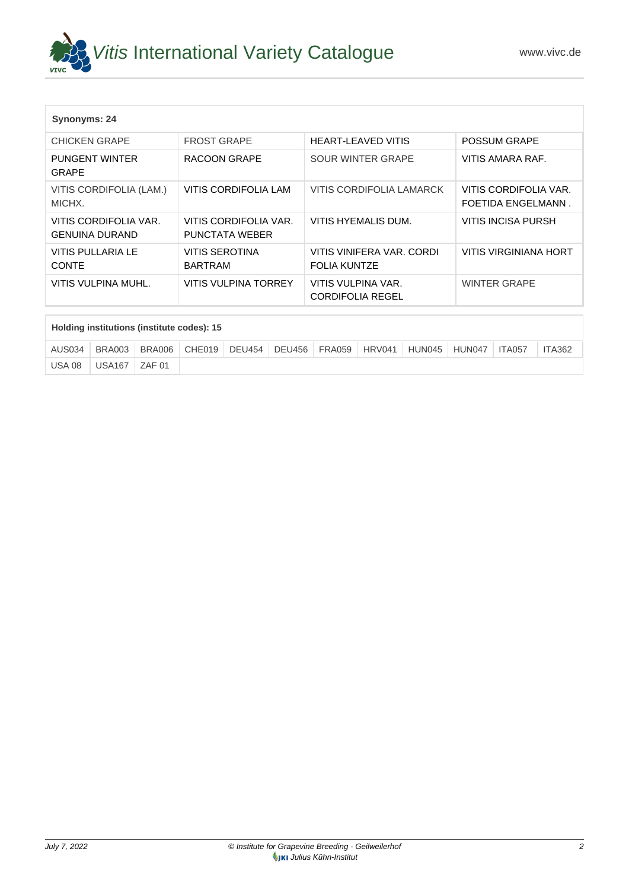**Synonyms: 24**

| | | | |
|---|---|---|---|
| CHICKEN GRAPE | FROST GRAPE | HEART-LEAVED VITIS | POSSUM GRAPE |
| PUNGENT WINTER GRAPE | RACOON GRAPE | SOUR WINTER GRAPE | VITIS AMARA RAF. |
| VITIS CORDIFOLIA (LAM.) MICHX. | VITIS CORDIFOLIA LAM | VITIS CORDIFOLIA LAMARCK | VITIS CORDIFOLIA VAR. FOETIDA ENGELMANN . |
| VITIS CORDIFOLIA VAR. GENUINA DURAND | VITIS CORDIFOLIA VAR. PUNCTATA WEBER | VITIS HYEMALIS DUM. | VITIS INCISA PURSH |
| VITIS PULLARIA LE CONTE | VITIS SEROTINA BARTRAM | VITIS VINIFERA VAR. CORDI FOLIA KUNTZE | VITIS VIRGINIANA HORT |
| VITIS VULPINA MUHL. | VITIS VULPINA TORREY | VITIS VULPINA VAR. CORDIFOLIA REGEL | WINTER GRAPE |

**Holding institutions (institute codes): 15**

| | | | | | | | | | | | |
|---|---|---|---|---|---|---|---|---|---|---|---|
| AUS034 | BRA003 | BRA006 | CHE019 | DEU454 | DEU456 | FRA059 | HRV041 | HUN045 | HUN047 | ITA057 | ITA362 |
| USA 08 | USA167 | ZAF 01 | | | | | | | | | |